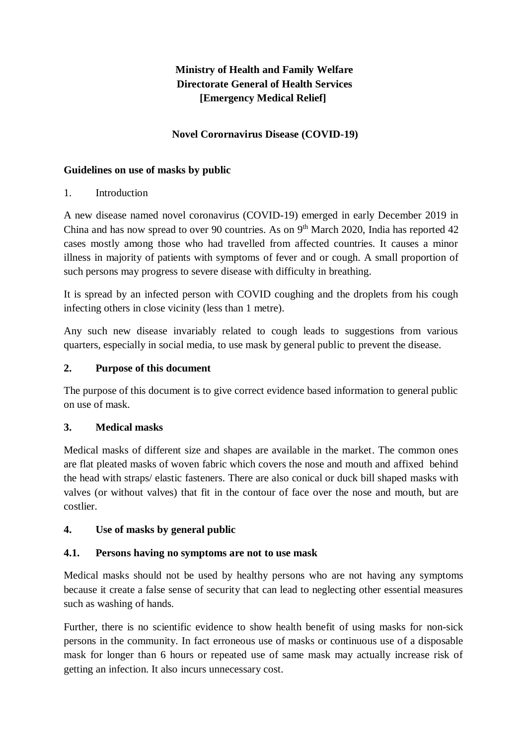**Ministry of Health and Family Welfare**
**Directorate General of Health Services**
**[Emergency Medical Relief]**

**Novel Corornavirus Disease (COVID-19)**

## Guidelines on use of masks by public

1. Introduction

A new disease named novel coronavirus (COVID-19) emerged in early December 2019 in China and has now spread to over 90 countries. As on 9th March 2020, India has reported 42 cases mostly among those who had travelled from affected countries. It causes a minor illness in majority of patients with symptoms of fever and or cough. A small proportion of such persons may progress to severe disease with difficulty in breathing.

It is spread by an infected person with COVID coughing and the droplets from his cough infecting others in close vicinity (less than 1 metre).

Any such new disease invariably related to cough leads to suggestions from various quarters, especially in social media, to use mask by general public to prevent the disease.

## 2. Purpose of this document

The purpose of this document is to give correct evidence based information to general public on use of mask.

## 3. Medical masks

Medical masks of different size and shapes are available in the market. The common ones are flat pleated masks of woven fabric which covers the nose and mouth and affixed behind the head with straps/ elastic fasteners. There are also conical or duck bill shaped masks with valves (or without valves) that fit in the contour of face over the nose and mouth, but are costlier.

## 4. Use of masks by general public

### 4.1. Persons having no symptoms are not to use mask

Medical masks should not be used by healthy persons who are not having any symptoms because it create a false sense of security that can lead to neglecting other essential measures such as washing of hands.

Further, there is no scientific evidence to show health benefit of using masks for non-sick persons in the community. In fact erroneous use of masks or continuous use of a disposable mask for longer than 6 hours or repeated use of same mask may actually increase risk of getting an infection. It also incurs unnecessary cost.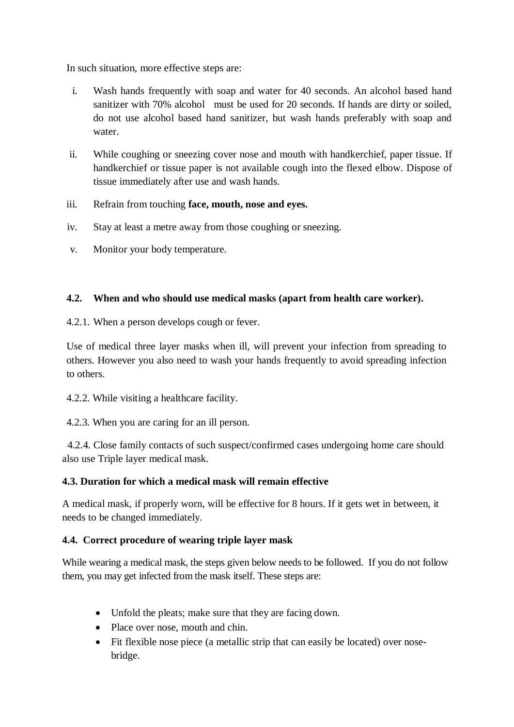In such situation, more effective steps are:

i. Wash hands frequently with soap and water for 40 seconds. An alcohol based hand sanitizer with 70% alcohol must be used for 20 seconds. If hands are dirty or soiled, do not use alcohol based hand sanitizer, but wash hands preferably with soap and water.

ii. While coughing or sneezing cover nose and mouth with handkerchief, paper tissue. If handkerchief or tissue paper is not available cough into the flexed elbow. Dispose of tissue immediately after use and wash hands.

iii. Refrain from touching **face, mouth, nose and eyes.**

iv. Stay at least a metre away from those coughing or sneezing.

v. Monitor your body temperature.

### 4.2. When and who should use medical masks (apart from health care worker).

4.2.1. When a person develops cough or fever.

Use of medical three layer masks when ill, will prevent your infection from spreading to others. However you also need to wash your hands frequently to avoid spreading infection to others.

4.2.2. While visiting a healthcare facility.

4.2.3. When you are caring for an ill person.

4.2.4. Close family contacts of such suspect/confirmed cases undergoing home care should also use Triple layer medical mask.

### 4.3. Duration for which a medical mask will remain effective

A medical mask, if properly worn, will be effective for 8 hours. If it gets wet in between, it needs to be changed immediately.

### 4.4. Correct procedure of wearing triple layer mask

While wearing a medical mask, the steps given below needs to be followed. If you do not follow them, you may get infected from the mask itself. These steps are:

- Unfold the pleats; make sure that they are facing down.
- Place over nose, mouth and chin.
- Fit flexible nose piece (a metallic strip that can easily be located) over nose-bridge.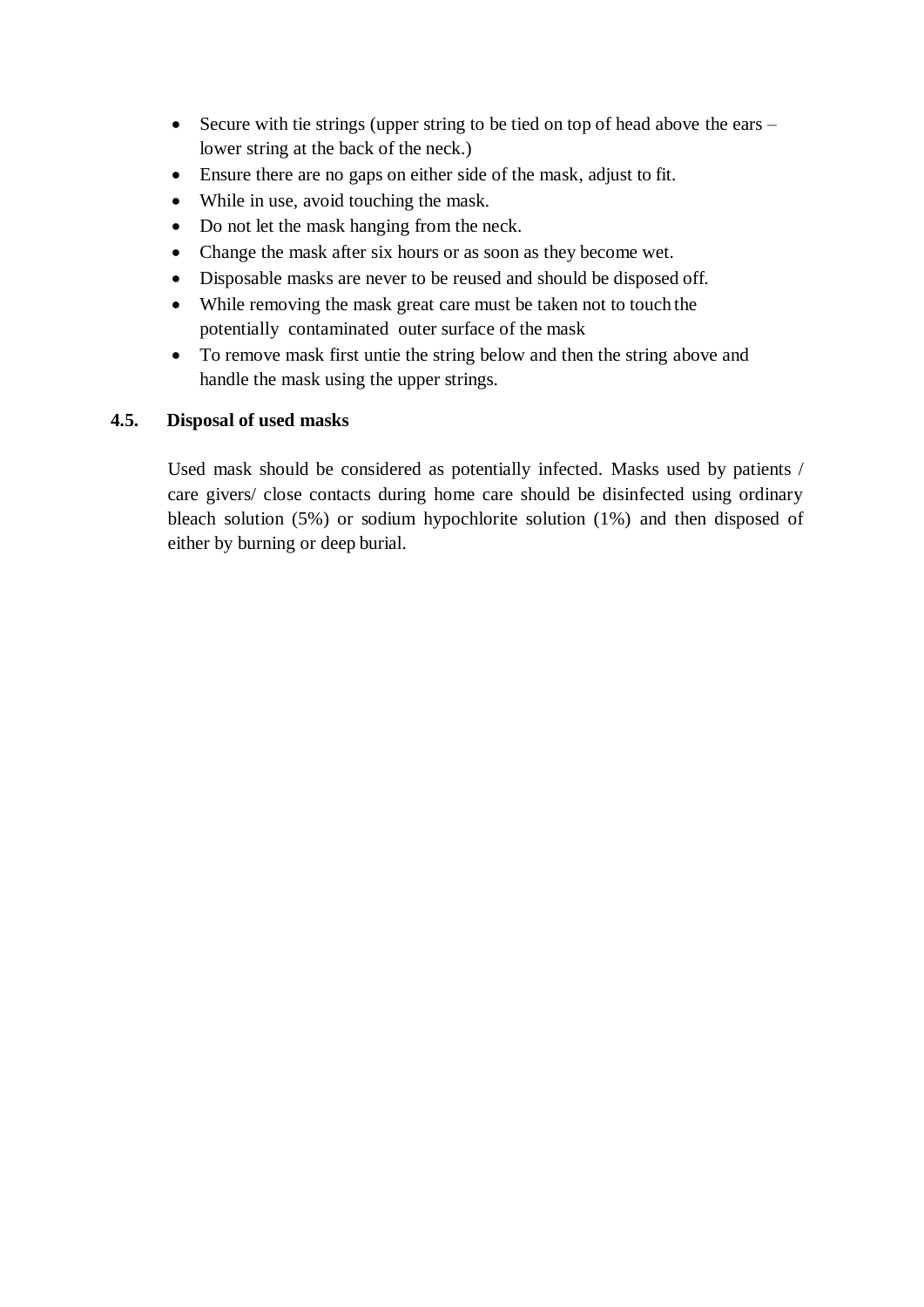- Secure with tie strings (upper string to be tied on top of head above the ears – lower string at the back of the neck.)
- Ensure there are no gaps on either side of the mask, adjust to fit.
- While in use, avoid touching the mask.
- Do not let the mask hanging from the neck.
- Change the mask after six hours or as soon as they become wet.
- Disposable masks are never to be reused and should be disposed off.
- While removing the mask great care must be taken not to touch the potentially contaminated outer surface of the mask
- To remove mask first untie the string below and then the string above and handle the mask using the upper strings.

### 4.5. Disposal of used masks

Used mask should be considered as potentially infected. Masks used by patients / care givers/ close contacts during home care should be disinfected using ordinary bleach solution (5%) or sodium hypochlorite solution (1%) and then disposed of either by burning or deep burial.